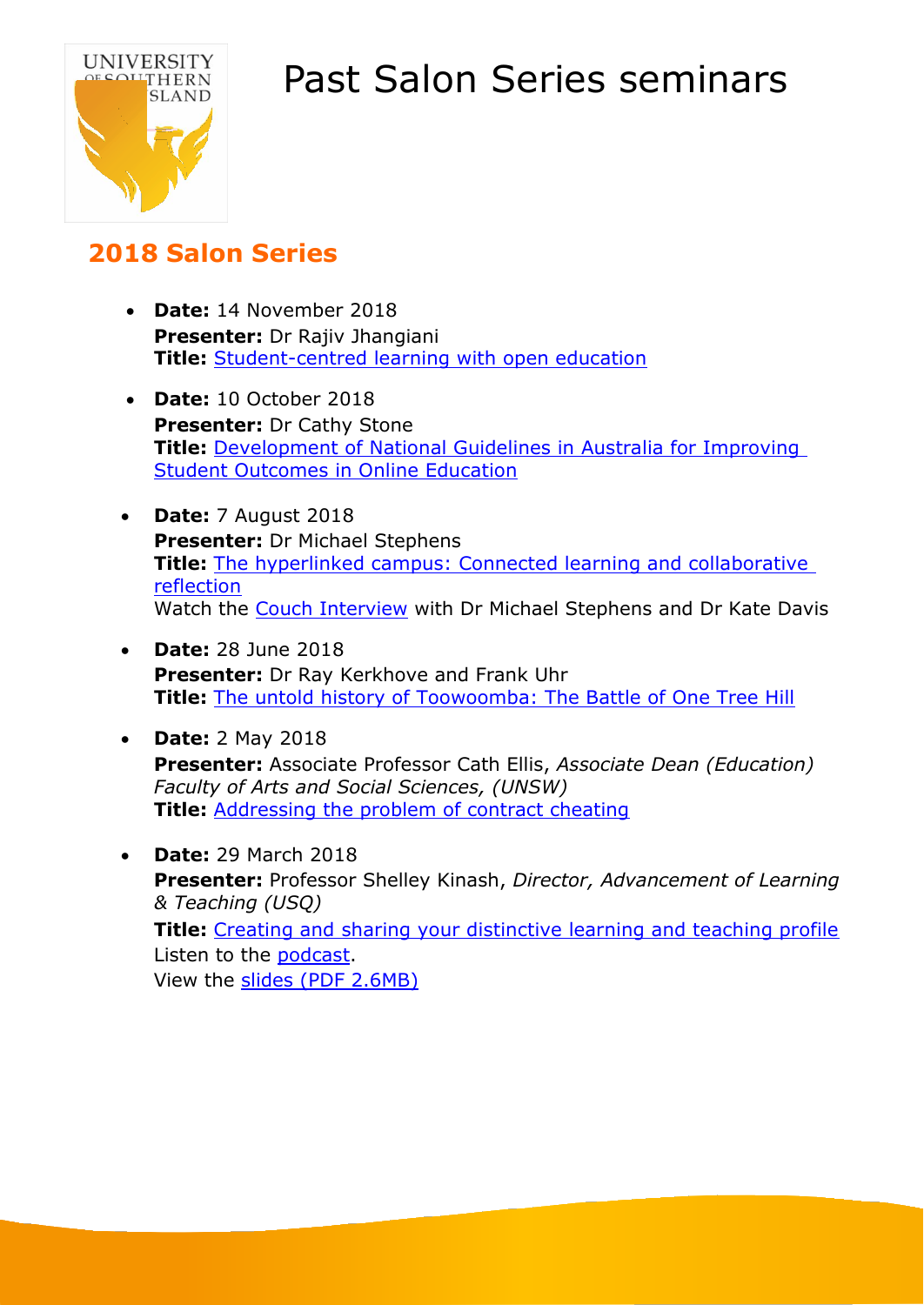# Past Salon Series seminars

## 2018 Salon Series

- **Date:** 14 November 2018
  **Presenter:** Dr Rajiv Jhangiani
  **Title:** Student-centred learning with open education

- **Date:** 10 October 2018
  **Presenter:** Dr Cathy Stone
  **Title:** Development of National Guidelines in Australia for Improving Student Outcomes in Online Education

- **Date:** 7 August 2018
  **Presenter:** Dr Michael Stephens
  **Title:** The hyperlinked campus: Connected learning and collaborative reflection
  Watch the Couch Interview with Dr Michael Stephens and Dr Kate Davis

- **Date:** 28 June 2018
  **Presenter:** Dr Ray Kerkhove and Frank Uhr
  **Title:** The untold history of Toowoomba: The Battle of One Tree Hill

- **Date:** 2 May 2018
  **Presenter:** Associate Professor Cath Ellis, *Associate Dean (Education) Faculty of Arts and Social Sciences, (UNSW)*
  **Title:** Addressing the problem of contract cheating

- **Date:** 29 March 2018
  **Presenter:** Professor Shelley Kinash, *Director, Advancement of Learning & Teaching (USQ)*
  **Title:** Creating and sharing your distinctive learning and teaching profile
  Listen to the podcast.
  View the slides (PDF 2.6MB)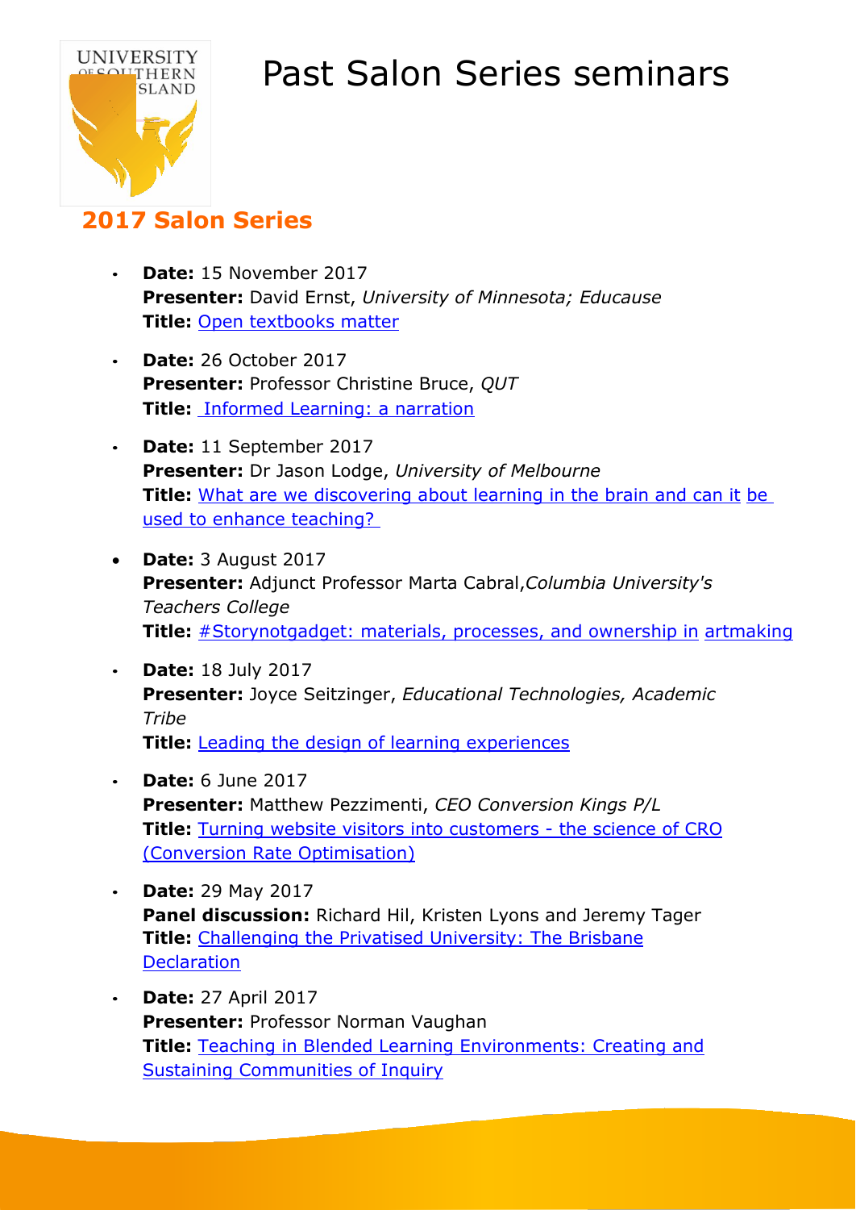# Past Salon Series seminars

## 2017 Salon Series

- **Date:** 15 November 2017
  **Presenter:** David Ernst, *University of Minnesota; Educause*
  **Title:** Open textbooks matter

- **Date:** 26 October 2017
  **Presenter:** Professor Christine Bruce, *QUT*
  **Title:** Informed Learning: a narration

- **Date:** 11 September 2017
  **Presenter:** Dr Jason Lodge, *University of Melbourne*
  **Title:** What are we discovering about learning in the brain and can it be used to enhance teaching?

- **Date:** 3 August 2017
  **Presenter:** Adjunct Professor Marta Cabral, *Columbia University's Teachers College*
  **Title:** #Storynotgadget: materials, processes, and ownership in artmaking

- **Date:** 18 July 2017
  **Presenter:** Joyce Seitzinger, *Educational Technologies, Academic Tribe*
  **Title:** Leading the design of learning experiences

- **Date:** 6 June 2017
  **Presenter:** Matthew Pezzimenti, *CEO Conversion Kings P/L*
  **Title:** Turning website visitors into customers - the science of CRO (Conversion Rate Optimisation)

- **Date:** 29 May 2017
  **Panel discussion:** Richard Hil, Kristen Lyons and Jeremy Tager
  **Title:** Challenging the Privatised University: The Brisbane Declaration

- **Date:** 27 April 2017
  **Presenter:** Professor Norman Vaughan
  **Title:** Teaching in Blended Learning Environments: Creating and Sustaining Communities of Inquiry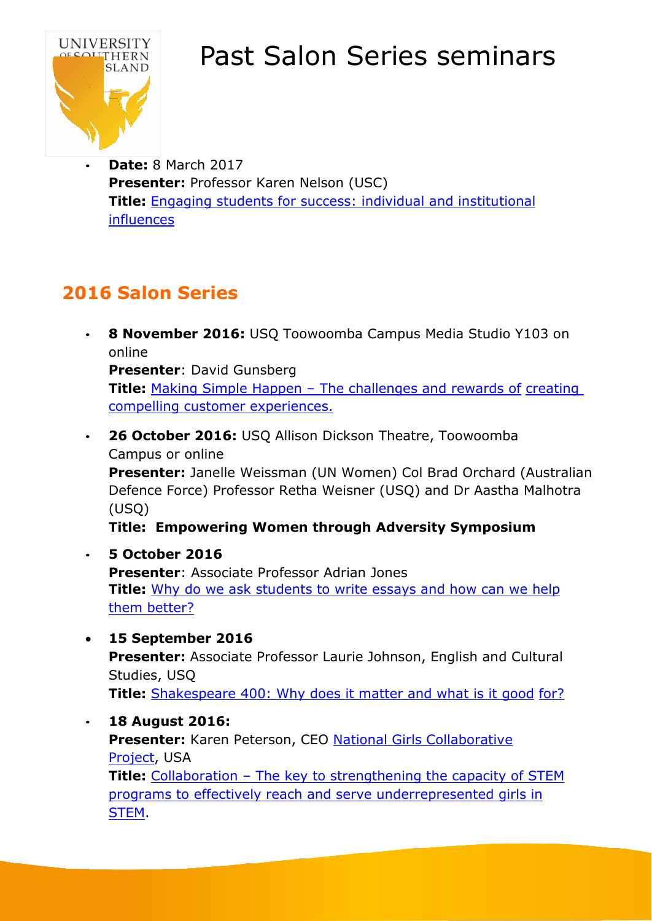# Past Salon Series seminars

- **Date:** 8 March 2017
  **Presenter:** Professor Karen Nelson (USC)
  **Title:** Engaging students for success: individual and institutional influences

## 2016 Salon Series

- **8 November 2016:** USQ Toowoomba Campus Media Studio Y103 on online
  **Presenter**: David Gunsberg
  **Title:** Making Simple Happen – The challenges and rewards of creating compelling customer experiences.

- **26 October 2016:** USQ Allison Dickson Theatre, Toowoomba Campus or online
  **Presenter:** Janelle Weissman (UN Women) Col Brad Orchard (Australian Defence Force) Professor Retha Weisner (USQ) and Dr Aastha Malhotra (USQ)
  **Title: Empowering Women through Adversity Symposium**

- **5 October 2016**
  **Presenter**: Associate Professor Adrian Jones
  **Title:** Why do we ask students to write essays and how can we help them better?

- **15 September 2016**
  **Presenter:** Associate Professor Laurie Johnson, English and Cultural Studies, USQ
  **Title:** Shakespeare 400: Why does it matter and what is it good for?

- **18 August 2016:**
  **Presenter:** Karen Peterson, CEO National Girls Collaborative Project, USA
  **Title:** Collaboration – The key to strengthening the capacity of STEM programs to effectively reach and serve underrepresented girls in STEM.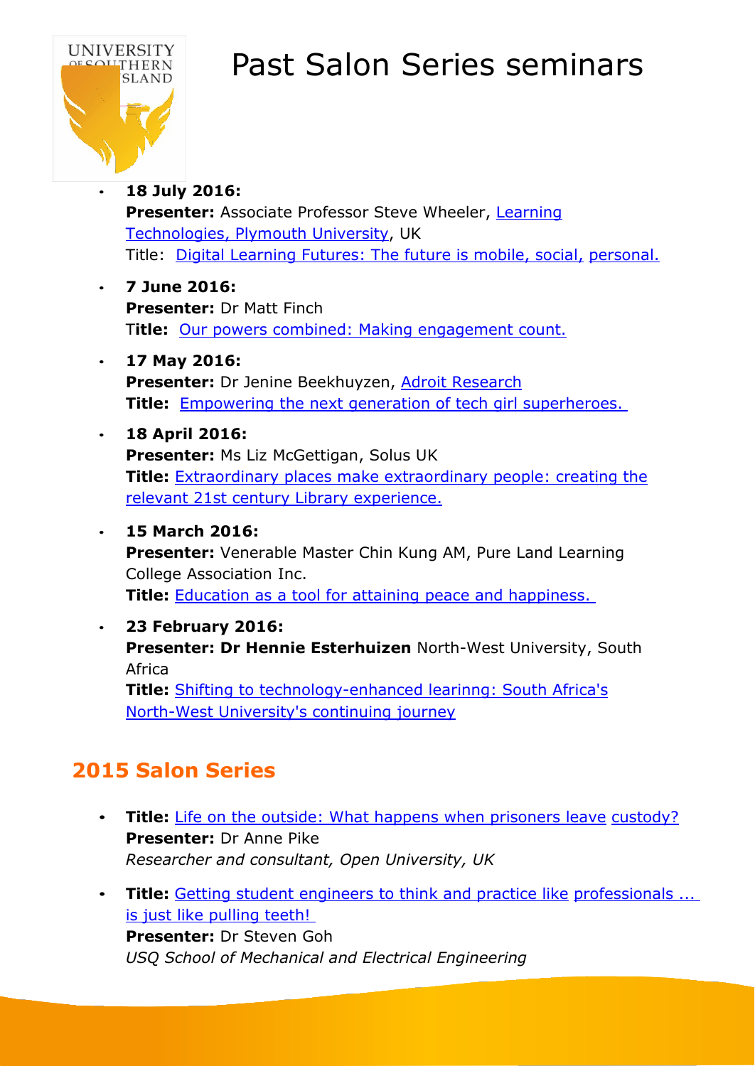// Past Salon Series seminars

- **18 July 2016:**
  **Presenter:** Associate Professor Steve Wheeler, Learning Technologies, Plymouth University, UK
  Title: Digital Learning Futures: The future is mobile, social, personal.

- **7 June 2016:**
  **Presenter:** Dr Matt Finch
  T**itle:** Our powers combined: Making engagement count.

- **17 May 2016:**
  **Presenter:** Dr Jenine Beekhuyzen, Adroit Research
  **Title:** Empowering the next generation of tech girl superheroes.

- **18 April 2016:**
  **Presenter:** Ms Liz McGettigan, Solus UK
  **Title:** Extraordinary places make extraordinary people: creating the relevant 21st century Library experience.

- **15 March 2016:**
  **Presenter:** Venerable Master Chin Kung AM, Pure Land Learning College Association Inc.
  **Title:** Education as a tool for attaining peace and happiness.

- **23 February 2016:**
  **Presenter: Dr Hennie Esterhuizen** North-West University, South Africa
  **Title:** Shifting to technology-enhanced learinng: South Africa's North-West University's continuing journey

## 2015 Salon Series

- **Title:** Life on the outside: What happens when prisoners leave custody?
  **Presenter:** Dr Anne Pike
  *Researcher and consultant, Open University, UK*

- **Title:** Getting student engineers to think and practice like professionals ... is just like pulling teeth!
  **Presenter:** Dr Steven Goh
  *USQ School of Mechanical and Electrical Engineering*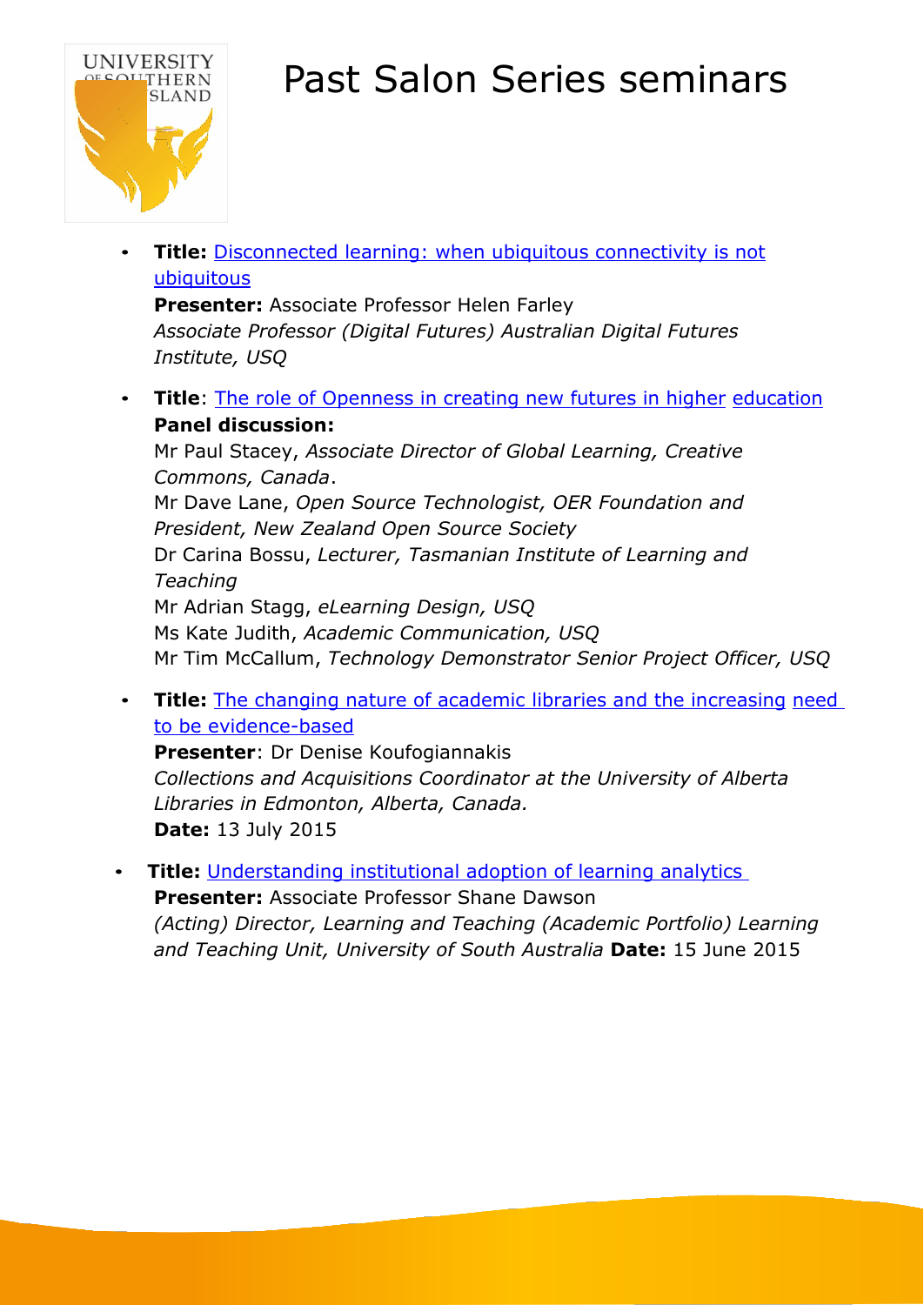# Past Salon Series seminars

- **Title:** Disconnected learning: when ubiquitous connectivity is not ubiquitous
  **Presenter:** Associate Professor Helen Farley
  *Associate Professor (Digital Futures) Australian Digital Futures Institute, USQ*

- **Title**: The role of Openness in creating new futures in higher education
  **Panel discussion:**
  Mr Paul Stacey, *Associate Director of Global Learning, Creative Commons, Canada*.
  Mr Dave Lane, *Open Source Technologist, OER Foundation and President, New Zealand Open Source Society*
  Dr Carina Bossu, *Lecturer, Tasmanian Institute of Learning and Teaching*
  Mr Adrian Stagg, *eLearning Design, USQ*
  Ms Kate Judith, *Academic Communication, USQ*
  Mr Tim McCallum, *Technology Demonstrator Senior Project Officer, USQ*

- **Title:** The changing nature of academic libraries and the increasing need to be evidence-based
  **Presenter**: Dr Denise Koufogiannakis
  *Collections and Acquisitions Coordinator at the University of Alberta Libraries in Edmonton, Alberta, Canada.*
  **Date:** 13 July 2015

- **Title:** Understanding institutional adoption of learning analytics
  **Presenter:** Associate Professor Shane Dawson
  *(Acting) Director, Learning and Teaching (Academic Portfolio) Learning and Teaching Unit, University of South Australia* **Date:** 15 June 2015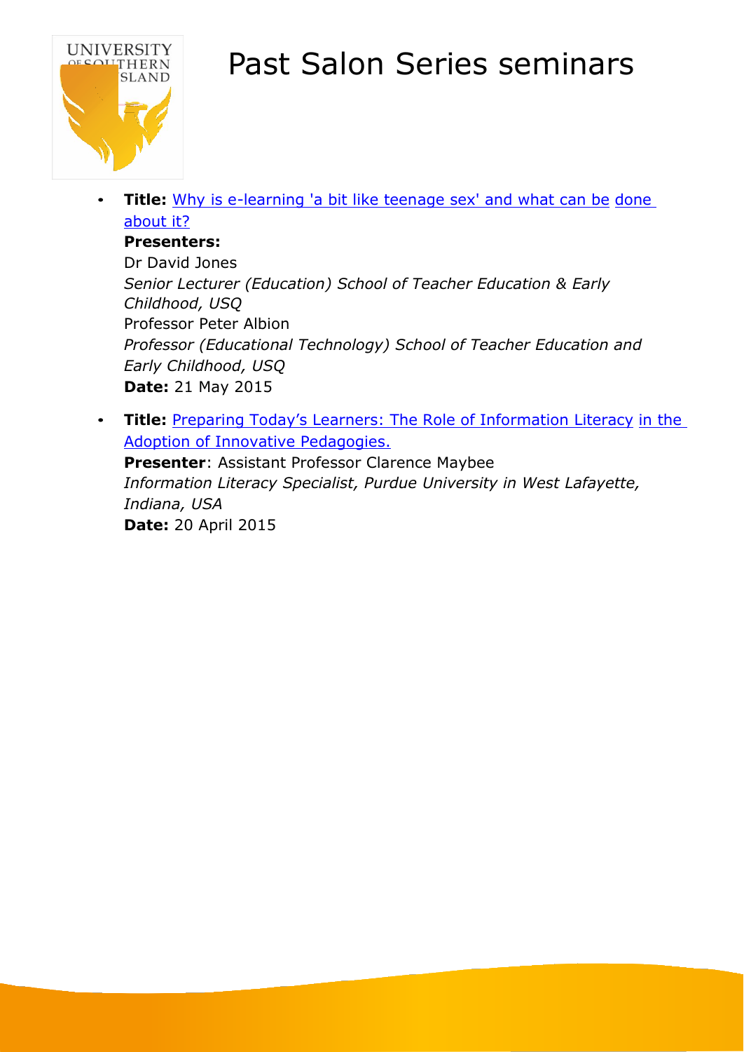# Past Salon Series seminars

- **Title:** Why is e-learning 'a bit like teenage sex' and what can be done about it?
  **Presenters:**
  Dr David Jones
  *Senior Lecturer (Education) School of Teacher Education & Early Childhood, USQ*
  Professor Peter Albion
  *Professor (Educational Technology) School of Teacher Education and Early Childhood, USQ*
  **Date:** 21 May 2015

- **Title:** Preparing Today's Learners: The Role of Information Literacy in the Adoption of Innovative Pedagogies.
  **Presenter**: Assistant Professor Clarence Maybee
  *Information Literacy Specialist, Purdue University in West Lafayette, Indiana, USA*
  **Date:** 20 April 2015